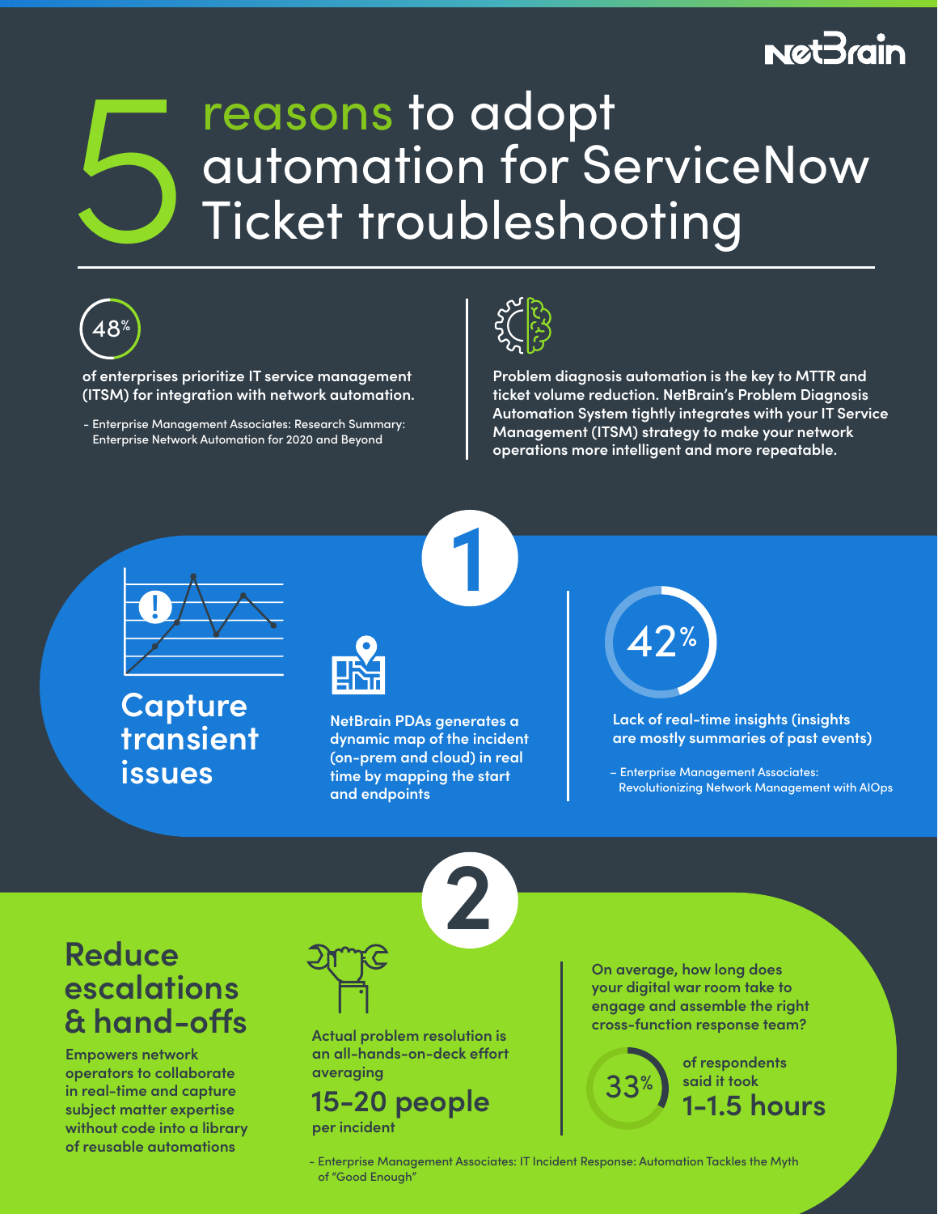NetBrain

# 5 reasons to adopt automation for ServiceNow Ticket troubleshooting

48%

**of enterprises prioritize IT service management (ITSM) for integration with network automation.**

– Enterprise Management Associates: Research Summary: Enterprise Network Automation for 2020 and Beyond

**Problem diagnosis automation is the key to MTTR and ticket volume reduction. NetBrain's Problem Diagnosis Automation System tightly integrates with your IT Service Management (ITSM) strategy to make your network operations more intelligent and more repeatable.**

## 1

## Capture transient issues

**NetBrain PDAs generates a dynamic map of the incident (on-prem and cloud) in real time by mapping the start and endpoints**

42%

**Lack of real-time insights (insights are mostly summaries of past events)**

– Enterprise Management Associates: Revolutionizing Network Management with AIOps

## 2

## Reduce escalations & hand-offs

**Empowers network operators to collaborate in real-time and capture subject matter expertise without code into a library of reusable automations**

**Actual problem resolution is an all-hands-on-deck effort averaging**

**15-20 people**

**per incident**

**On average, how long does your digital war room take to engage and assemble the right cross-function response team?**

33% **of respondents said it took**

**1-1.5 hours**

– Enterprise Management Associates: IT Incident Response: Automation Tackles the Myth of "Good Enough"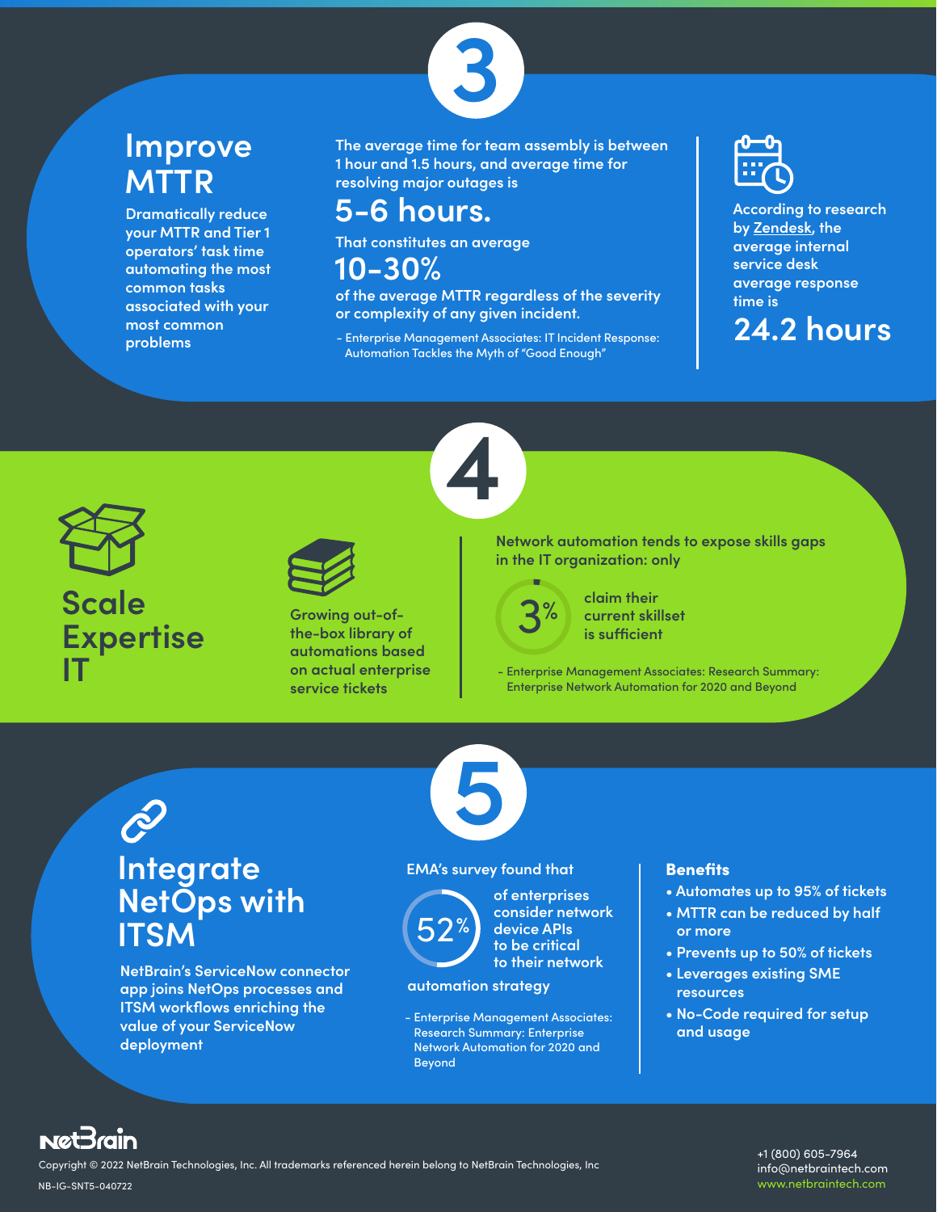## 3

# Improve MTTR

Dramatically reduce your MTTR and Tier 1 operators' task time automating the most common tasks associated with your most common problems

The average time for team assembly is between 1 hour and 1.5 hours, and average time for resolving major outages is

**5-6 hours.**

That constitutes an average

**10-30%**

of the average MTTR regardless of the severity or complexity of any given incident.

- Enterprise Management Associates: IT Incident Response: Automation Tackles the Myth of "Good Enough"

According to research by Zendesk, the average internal service desk average response time is

**24.2 hours**

## 4

# Scale Expertise IT

Growing out-of-the-box library of automations based on actual enterprise service tickets

Network automation tends to expose skills gaps in the IT organization: only

**3%** claim their current skillset is sufficient

- Enterprise Management Associates: Research Summary: Enterprise Network Automation for 2020 and Beyond

## 5

# Integrate NetOps with ITSM

NetBrain's ServiceNow connector app joins NetOps processes and ITSM workflows enriching the value of your ServiceNow deployment

EMA's survey found that

**52%** of enterprises consider network device APIs to be critical to their network automation strategy

- Enterprise Management Associates: Research Summary: Enterprise Network Automation for 2020 and Beyond

**Benefits**

- Automates up to 95% of tickets
- MTTR can be reduced by half or more
- Prevents up to 50% of tickets
- Leverages existing SME resources
- No-Code required for setup and usage

NetBrain

Copyright © 2022 NetBrain Technologies, Inc. All trademarks referenced herein belong to NetBrain Technologies, Inc

NB-IG-SNT5-040722

+1 (800) 605-7964
info@netbraintech.com
www.netbraintech.com